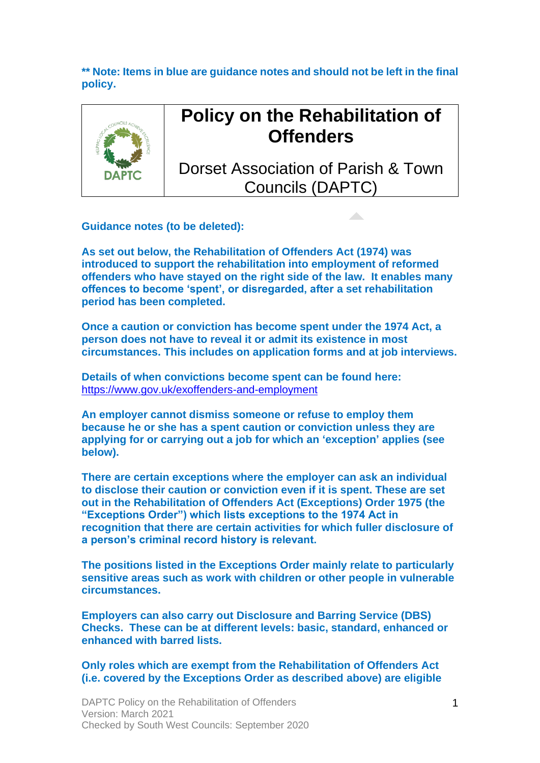**** Note: Items in blue are guidance notes and should not be left in the final policy.**

| | # Policy on the Rehabilitation of Offenders<br><br>Dorset Association of Parish & Town Councils (DAPTC) |
|---|---|

**Guidance notes (to be deleted):**

**As set out below, the Rehabilitation of Offenders Act (1974) was introduced to support the rehabilitation into employment of reformed offenders who have stayed on the right side of the law. It enables many offences to become 'spent', or disregarded, after a set rehabilitation period has been completed.**

**Once a caution or conviction has become spent under the 1974 Act, a person does not have to reveal it or admit its existence in most circumstances. This includes on application forms and at job interviews.**

**Details of when convictions become spent can be found here:** https://www.gov.uk/exoffenders-and-employment

**An employer cannot dismiss someone or refuse to employ them because he or she has a spent caution or conviction unless they are applying for or carrying out a job for which an 'exception' applies (see below).**

**There are certain exceptions where the employer can ask an individual to disclose their caution or conviction even if it is spent. These are set out in the Rehabilitation of Offenders Act (Exceptions) Order 1975 (the "Exceptions Order") which lists exceptions to the 1974 Act in recognition that there are certain activities for which fuller disclosure of a person's criminal record history is relevant.**

**The positions listed in the Exceptions Order mainly relate to particularly sensitive areas such as work with children or other people in vulnerable circumstances.**

**Employers can also carry out Disclosure and Barring Service (DBS) Checks. These can be at different levels: basic, standard, enhanced or enhanced with barred lists.**

**Only roles which are exempt from the Rehabilitation of Offenders Act (i.e. covered by the Exceptions Order as described above) are eligible**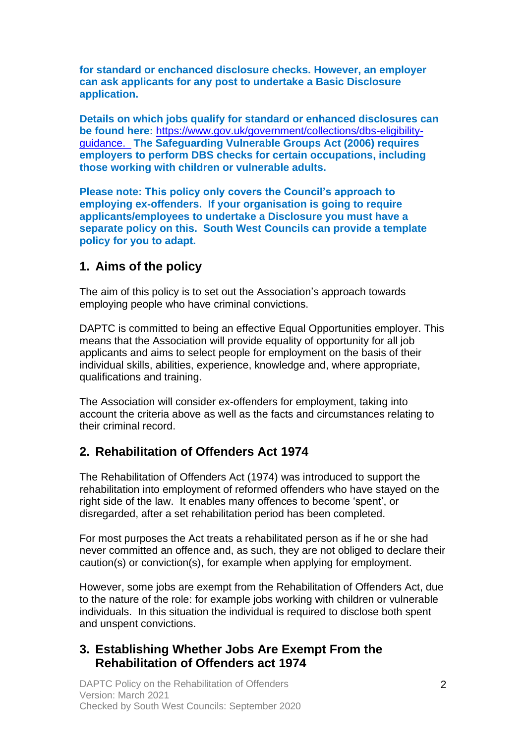**for standard or enchanced disclosure checks. However, an employer can ask applicants for any post to undertake a Basic Disclosure application.**

**Details on which jobs qualify for standard or enhanced disclosures can be found here:** [https://www.gov.uk/government/collections/dbs-eligibility-guidance.](https://www.gov.uk/government/collections/dbs-eligibility-guidance) **The Safeguarding Vulnerable Groups Act (2006) requires employers to perform DBS checks for certain occupations, including those working with children or vulnerable adults.**

**Please note: This policy only covers the Council's approach to employing ex-offenders. If your organisation is going to require applicants/employees to undertake a Disclosure you must have a separate policy on this. South West Councils can provide a template policy for you to adapt.**

## 1. Aims of the policy

The aim of this policy is to set out the Association's approach towards employing people who have criminal convictions.

DAPTC is committed to being an effective Equal Opportunities employer. This means that the Association will provide equality of opportunity for all job applicants and aims to select people for employment on the basis of their individual skills, abilities, experience, knowledge and, where appropriate, qualifications and training.

The Association will consider ex-offenders for employment, taking into account the criteria above as well as the facts and circumstances relating to their criminal record.

## 2. Rehabilitation of Offenders Act 1974

The Rehabilitation of Offenders Act (1974) was introduced to support the rehabilitation into employment of reformed offenders who have stayed on the right side of the law. It enables many offences to become 'spent', or disregarded, after a set rehabilitation period has been completed.

For most purposes the Act treats a rehabilitated person as if he or she had never committed an offence and, as such, they are not obliged to declare their caution(s) or conviction(s), for example when applying for employment.

However, some jobs are exempt from the Rehabilitation of Offenders Act, due to the nature of the role: for example jobs working with children or vulnerable individuals. In this situation the individual is required to disclose both spent and unspent convictions.

## 3. Establishing Whether Jobs Are Exempt From the Rehabilitation of Offenders act 1974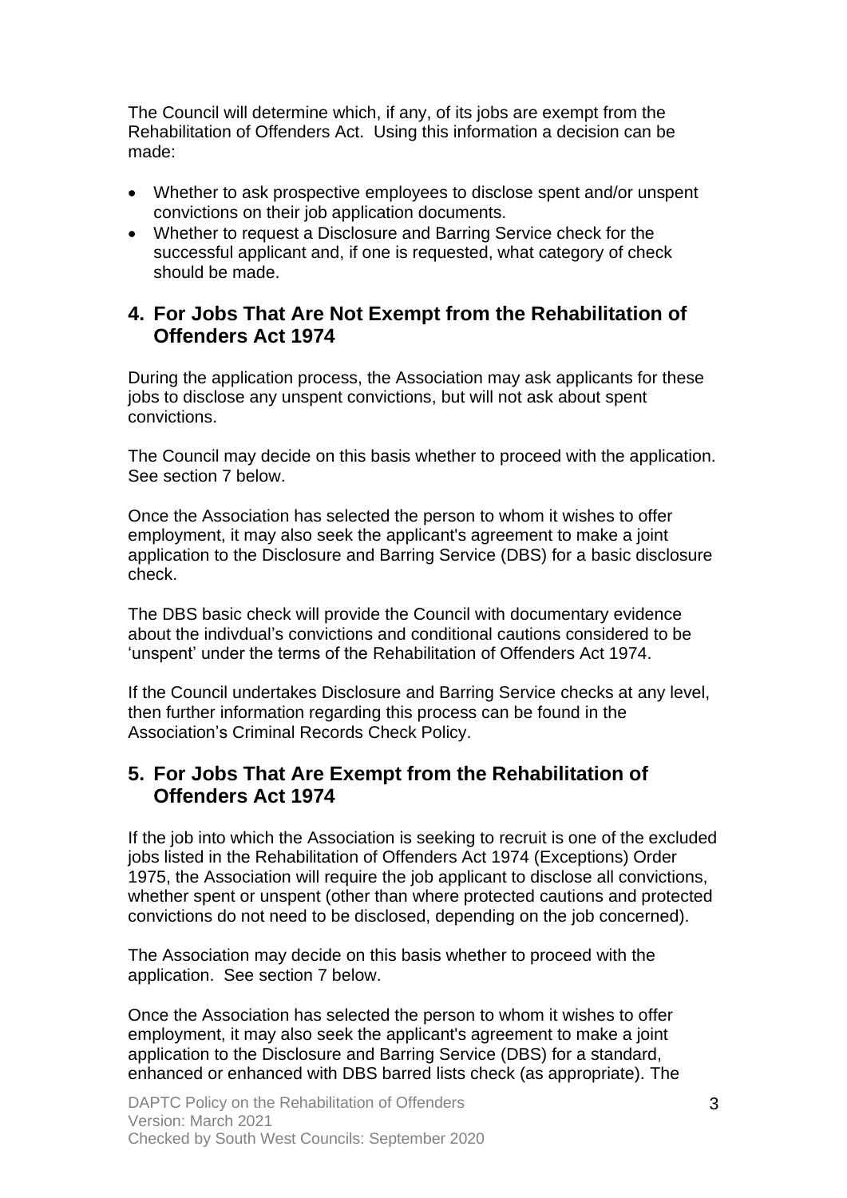The Council will determine which, if any, of its jobs are exempt from the Rehabilitation of Offenders Act. Using this information a decision can be made:

- Whether to ask prospective employees to disclose spent and/or unspent convictions on their job application documents.
- Whether to request a Disclosure and Barring Service check for the successful applicant and, if one is requested, what category of check should be made.

## 4. For Jobs That Are Not Exempt from the Rehabilitation of Offenders Act 1974

During the application process, the Association may ask applicants for these jobs to disclose any unspent convictions, but will not ask about spent convictions.

The Council may decide on this basis whether to proceed with the application. See section 7 below.

Once the Association has selected the person to whom it wishes to offer employment, it may also seek the applicant's agreement to make a joint application to the Disclosure and Barring Service (DBS) for a basic disclosure check.

The DBS basic check will provide the Council with documentary evidence about the indivdual's convictions and conditional cautions considered to be 'unspent' under the terms of the Rehabilitation of Offenders Act 1974.

If the Council undertakes Disclosure and Barring Service checks at any level, then further information regarding this process can be found in the Association's Criminal Records Check Policy.

## 5. For Jobs That Are Exempt from the Rehabilitation of Offenders Act 1974

If the job into which the Association is seeking to recruit is one of the excluded jobs listed in the Rehabilitation of Offenders Act 1974 (Exceptions) Order 1975, the Association will require the job applicant to disclose all convictions, whether spent or unspent (other than where protected cautions and protected convictions do not need to be disclosed, depending on the job concerned).

The Association may decide on this basis whether to proceed with the application. See section 7 below.

Once the Association has selected the person to whom it wishes to offer employment, it may also seek the applicant's agreement to make a joint application to the Disclosure and Barring Service (DBS) for a standard, enhanced or enhanced with DBS barred lists check (as appropriate). The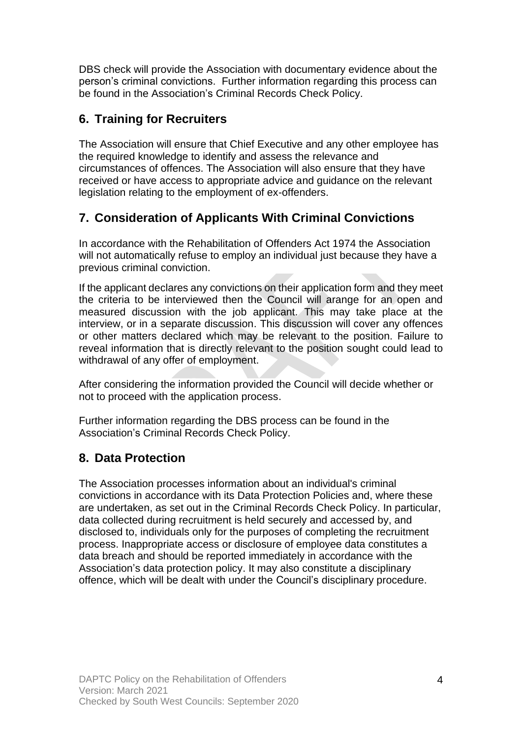DBS check will provide the Association with documentary evidence about the person's criminal convictions. Further information regarding this process can be found in the Association's Criminal Records Check Policy.

## 6. Training for Recruiters

The Association will ensure that Chief Executive and any other employee has the required knowledge to identify and assess the relevance and circumstances of offences. The Association will also ensure that they have received or have access to appropriate advice and guidance on the relevant legislation relating to the employment of ex-offenders.

## 7. Consideration of Applicants With Criminal Convictions

In accordance with the Rehabilitation of Offenders Act 1974 the Association will not automatically refuse to employ an individual just because they have a previous criminal conviction.

If the applicant declares any convictions on their application form and they meet the criteria to be interviewed then the Council will arange for an open and measured discussion with the job applicant. This may take place at the interview, or in a separate discussion. This discussion will cover any offences or other matters declared which may be relevant to the position. Failure to reveal information that is directly relevant to the position sought could lead to withdrawal of any offer of employment.

After considering the information provided the Council will decide whether or not to proceed with the application process.

Further information regarding the DBS process can be found in the Association's Criminal Records Check Policy.

## 8. Data Protection

The Association processes information about an individual's criminal convictions in accordance with its Data Protection Policies and, where these are undertaken, as set out in the Criminal Records Check Policy. In particular, data collected during recruitment is held securely and accessed by, and disclosed to, individuals only for the purposes of completing the recruitment process. Inappropriate access or disclosure of employee data constitutes a data breach and should be reported immediately in accordance with the Association's data protection policy. It may also constitute a disciplinary offence, which will be dealt with under the Council's disciplinary procedure.